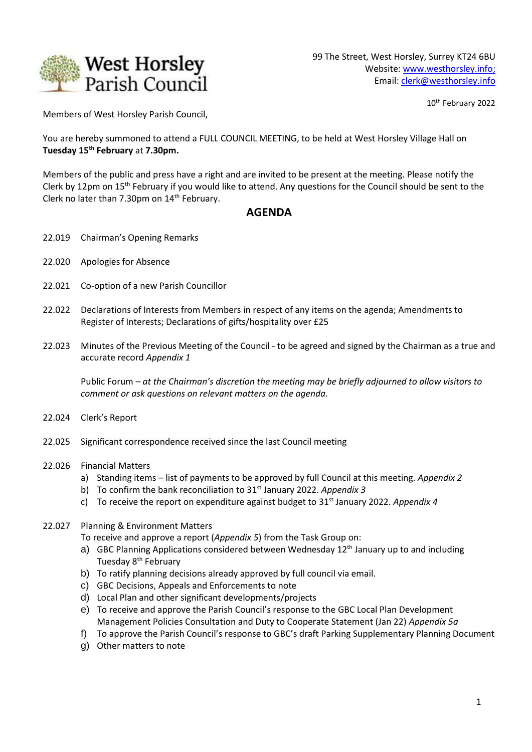West Horsley Parish Council

99 The Street, West Horsley, Surrey KT24 6BU
Website: www.westhorsley.info;
Email: clerk@westhorsley.info

10th February 2022

Members of West Horsley Parish Council,

You are hereby summoned to attend a FULL COUNCIL MEETING, to be held at West Horsley Village Hall on **Tuesday 15th February** at **7.30pm.**

Members of the public and press have a right and are invited to be present at the meeting. Please notify the Clerk by 12pm on 15th February if you would like to attend. Any questions for the Council should be sent to the Clerk no later than 7.30pm on 14th February.

## AGENDA

22.019 Chairman's Opening Remarks

22.020 Apologies for Absence

22.021 Co-option of a new Parish Councillor

22.022 Declarations of Interests from Members in respect of any items on the agenda; Amendments to Register of Interests; Declarations of gifts/hospitality over £25

22.023 Minutes of the Previous Meeting of the Council - to be agreed and signed by the Chairman as a true and accurate record *Appendix 1*

Public Forum – *at the Chairman's discretion the meeting may be briefly adjourned to allow visitors to comment or ask questions on relevant matters on the agenda.*

22.024 Clerk's Report

22.025 Significant correspondence received since the last Council meeting

22.026 Financial Matters

a) Standing items – list of payments to be approved by full Council at this meeting. *Appendix 2*
b) To confirm the bank reconciliation to 31st January 2022. *Appendix 3*
c) To receive the report on expenditure against budget to 31st January 2022. *Appendix 4*

22.027 Planning & Environment Matters
To receive and approve a report (*Appendix 5*) from the Task Group on:

a) GBC Planning Applications considered between Wednesday 12th January up to and including Tuesday 8th February
b) To ratify planning decisions already approved by full council via email.
c) GBC Decisions, Appeals and Enforcements to note
d) Local Plan and other significant developments/projects
e) To receive and approve the Parish Council's response to the GBC Local Plan Development Management Policies Consultation and Duty to Cooperate Statement (Jan 22) *Appendix 5a*
f) To approve the Parish Council's response to GBC's draft Parking Supplementary Planning Document
g) Other matters to note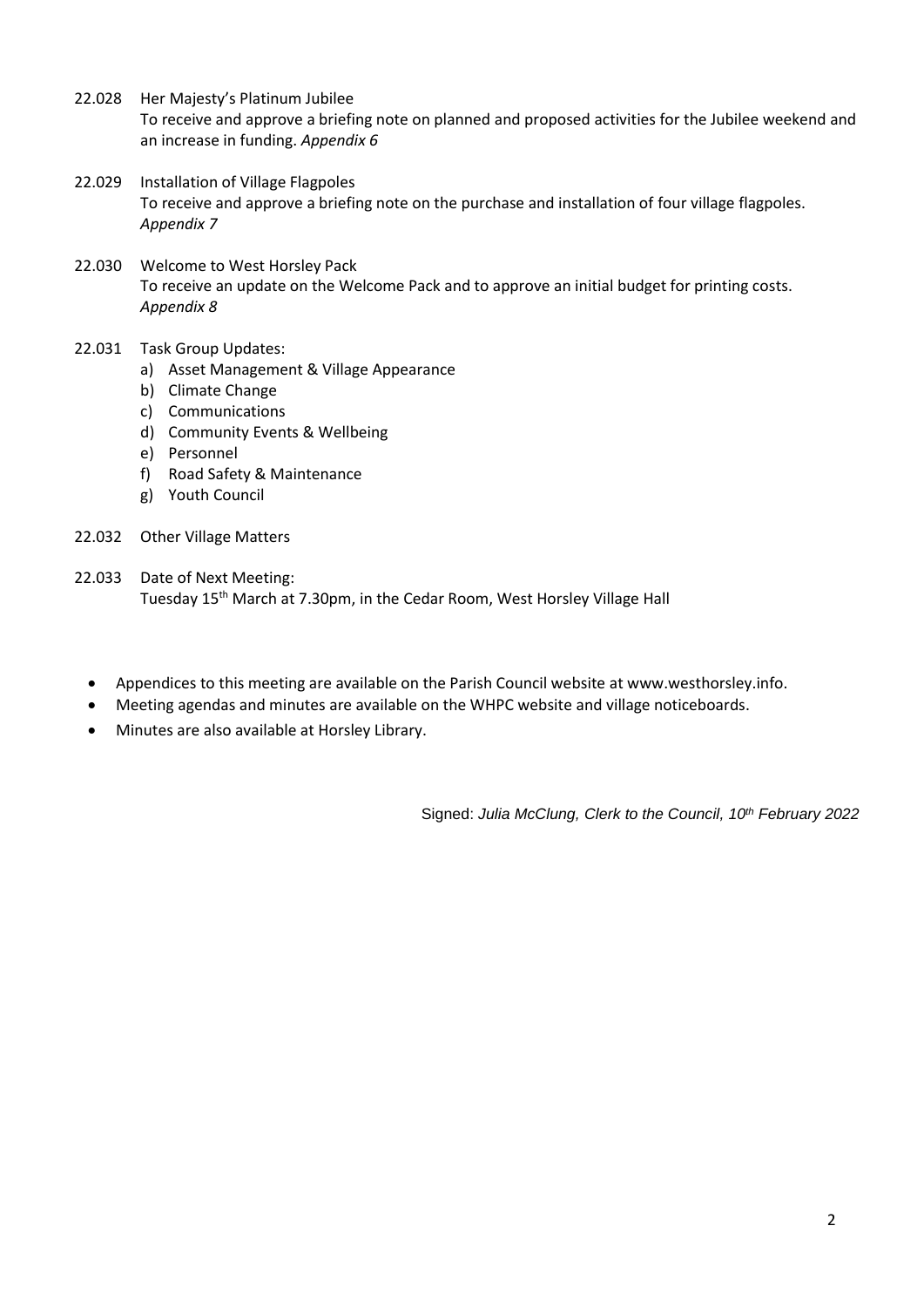22.028 Her Majesty's Platinum Jubilee
To receive and approve a briefing note on planned and proposed activities for the Jubilee weekend and an increase in funding. *Appendix 6*

22.029 Installation of Village Flagpoles
To receive and approve a briefing note on the purchase and installation of four village flagpoles. *Appendix 7*

22.030 Welcome to West Horsley Pack
To receive an update on the Welcome Pack and to approve an initial budget for printing costs. *Appendix 8*

22.031 Task Group Updates:

a) Asset Management & Village Appearance
b) Climate Change
c) Communications
d) Community Events & Wellbeing
e) Personnel
f) Road Safety & Maintenance
g) Youth Council

22.032 Other Village Matters

22.033 Date of Next Meeting:
Tuesday 15th March at 7.30pm, in the Cedar Room, West Horsley Village Hall

- Appendices to this meeting are available on the Parish Council website at www.westhorsley.info.
- Meeting agendas and minutes are available on the WHPC website and village noticeboards.
- Minutes are also available at Horsley Library.

Signed: *Julia McClung, Clerk to the Council, 10th February 2022*